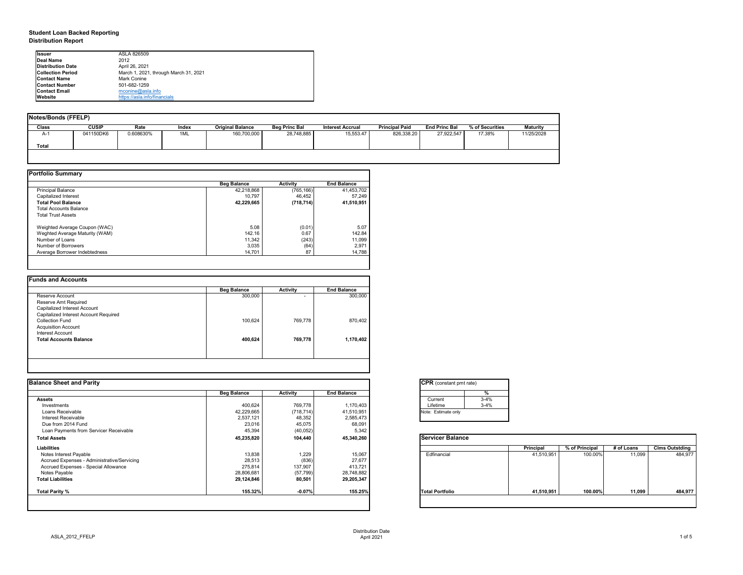# Student Loan Backed Reporting
## Distribution Report

| | |
|---|---|
| **Issuer** | ASLA 826509 |
| **Deal Name** | 2012 |
| **Distribution Date** | April 26, 2021 |
| **Collection Period** | March 1, 2021, through March 31, 2021 |
| **Contact Name** | Mark Conine |
| **Contact Number** | 501-682-1259 |
| **Contact Email** | mconine@asla.info |
| **Website** | https://asla.info/financials |

### Notes/Bonds (FFELP)

| Class | CUSIP | Rate | Index | Original Balance | Beg Princ Bal | Interest Accrual | Principal Paid | End Princ Bal | % of Securities | Maturity |
|---|---|---|---|---|---|---|---|---|---|---|
| A-1 | 041150DK6 | 0.608630% | 1ML | 160,700,000 | 28,748,885 | 15,553.47 | 826,338.20 | 27,922,547 | *17.38%* | 11/25/2028 |
| **Total** | | | | | | | | | | |

### Portfolio Summary

| | Beg Balance | Activity | End Balance |
|---|---|---|---|
| Principal Balance | 42,218,868 | (765,166) | 41,453,702 |
| Capitalized Interest | 10,797 | 46,452 | 57,249 |
| **Total Pool Balance** | **42,229,665** | **(718,714)** | **41,510,951** |
| Total Accounts Balance | | | |
| Total Trust Assets | | | |
| Weighted Average Coupon (WAC) | 5.08 | (0.01) | 5.07 |
| Weghted Average Maturity (WAM) | 142.16 | 0.67 | 142.84 |
| Number of Loans | 11,342 | (243) | 11,099 |
| Number of Borrowers | 3,035 | (64) | 2,971 |
| Average Borrower Indebtedness | 14,701 | 87 | 14,788 |

### Funds and Accounts

| | Beg Balance | Activity | End Balance |
|---|---|---|---|
| Reserve Account | 300,000 | - | 300,000 |
| Reserve Amt Required | | | |
| Capitalized Interest Account | | | |
| Capitalized Interest Account Required | | | |
| Collection Fund | 100,624 | 769,778 | 870,402 |
| Acquisition Account | | | |
| Interest Account | | | |
| **Total Accounts Balance** | **400,624** | **769,778** | **1,170,402** |

### Balance Sheet and Parity

| | Beg Balance | Activity | End Balance |
|---|---|---|---|
| **Assets** | | | |
| Investments | 400,624 | 769,778 | 1,170,403 |
| Loans Receivable | 42,229,665 | (718,714) | 41,510,951 |
| Interest Receivable | 2,537,121 | 48,352 | 2,585,473 |
| Due from 2014 Fund | 23,016 | 45,075 | 68,091 |
| Loan Payments from Servicer Receivable | 45,394 | (40,052) | 5,342 |
| **Total Assets** | **45,235,820** | **104,440** | **45,340,260** |
| **Liabilities** | | | |
| Notes Interest Payable | 13,838 | 1,229 | 15,067 |
| Accrued Expenses - Administrative/Servicing | 28,513 | (836) | 27,677 |
| Accrued Expenses - Special Allowance | 275,814 | 137,907 | 413,721 |
| Notes Payable | 28,806,681 | (57,799) | 28,748,882 |
| **Total Liabilities** | **29,124,846** | **80,501** | **29,205,347** |
| **Total Parity %** | **155.32%** | **-0.07%** | **155.25%** |

### CPR (constant pmt rate)

| | % |
|---|---|
| Current | 3-4% |
| Lifetime | 3-4% |

Note: Estimate only

### Servicer Balance

| | Principal | % of Principal | # of Loans | Clms Outstding |
|---|---|---|---|---|
| Edfinancial | 41,510,951 | 100.00% | 11,099 | 484,977 |
| **Total Portfolio** | **41,510,951** | **100.00%** | **11,099** | **484,977** |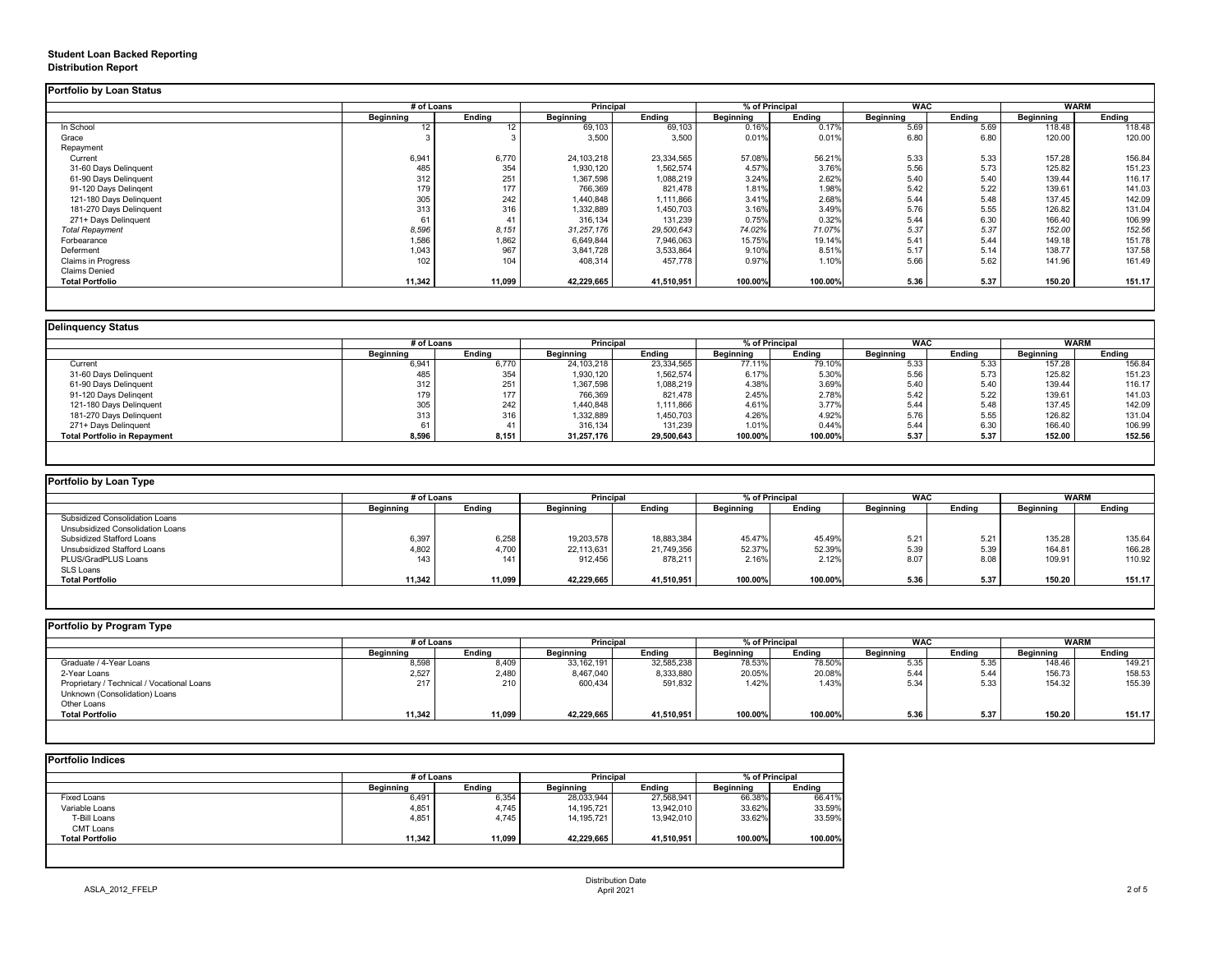**Student Loan Backed Reporting**
**Distribution Report**

## Portfolio by Loan Status

| | # of Loans | | Principal | | % of Principal | | WAC | | WARM | |
|---|---|---|---|---|---|---|---|---|---|---|
| | Beginning | Ending | Beginning | Ending | Beginning | Ending | Beginning | Ending | Beginning | Ending |
| In School | 12 | 12 | 69,103 | 69,103 | 0.16% | 0.17% | 5.69 | 5.69 | 118.48 | 118.48 |
| Grace | 3 | 3 | 3,500 | 3,500 | 0.01% | 0.01% | 6.80 | 6.80 | 120.00 | 120.00 |
| Repayment | | | | | | | | | | |
| Current | 6,941 | 6,770 | 24,103,218 | 23,334,565 | 57.08% | 56.21% | 5.33 | 5.33 | 157.28 | 156.84 |
| 31-60 Days Delinquent | 485 | 354 | 1,930,120 | 1,562,574 | 4.57% | 3.76% | 5.56 | 5.73 | 125.82 | 151.23 |
| 61-90 Days Delinquent | 312 | 251 | 1,367,598 | 1,088,219 | 3.24% | 2.62% | 5.40 | 5.40 | 139.44 | 116.17 |
| 91-120 Days Delingent | 179 | 177 | 766,369 | 821,478 | 1.81% | 1.98% | 5.42 | 5.22 | 139.61 | 141.03 |
| 121-180 Days Delinquent | 305 | 242 | 1,440,848 | 1,111,866 | 3.41% | 2.68% | 5.44 | 5.48 | 137.45 | 142.09 |
| 181-270 Days Delinquent | 313 | 316 | 1,332,889 | 1,450,703 | 3.16% | 3.49% | 5.76 | 5.55 | 126.82 | 131.04 |
| 271+ Days Delinquent | 61 | 41 | 316,134 | 131,239 | 0.75% | 0.32% | 5.44 | 6.30 | 166.40 | 106.99 |
| *Total Repayment* | *8,596* | *8,151* | *31,257,176* | *29,500,643* | *74.02%* | *71.07%* | *5.37* | *5.37* | *152.00* | *152.56* |
| Forbearance | 1,586 | 1,862 | 6,649,844 | 7,946,063 | 15.75% | 19.14% | 5.41 | 5.44 | 149.18 | 151.78 |
| Deferment | 1,043 | 967 | 3,841,728 | 3,533,864 | 9.10% | 8.51% | 5.17 | 5.14 | 138.77 | 137.58 |
| Claims in Progress | 102 | 104 | 408,314 | 457,778 | 0.97% | 1.10% | 5.66 | 5.62 | 141.96 | 161.49 |
| Claims Denied | | | | | | | | | | |
| **Total Portfolio** | **11,342** | **11,099** | **42,229,665** | **41,510,951** | **100.00%** | **100.00%** | **5.36** | **5.37** | **150.20** | **151.17** |

## Delinquency Status

| | # of Loans | | Principal | | % of Principal | | WAC | | WARM | |
|---|---|---|---|---|---|---|---|---|---|---|
| | Beginning | Ending | Beginning | Ending | Beginning | Ending | Beginning | Ending | Beginning | Ending |
| Current | 6,941 | 6,770 | 24,103,218 | 23,334,565 | 77.11% | 79.10% | 5.33 | 5.33 | 157.28 | 156.84 |
| 31-60 Days Delinquent | 485 | 354 | 1,930,120 | 1,562,574 | 6.17% | 5.30% | 5.56 | 5.73 | 125.82 | 151.23 |
| 61-90 Days Delinquent | 312 | 251 | 1,367,598 | 1,088,219 | 4.38% | 3.69% | 5.40 | 5.40 | 139.44 | 116.17 |
| 91-120 Days Delingent | 179 | 177 | 766,369 | 821,478 | 2.45% | 2.78% | 5.42 | 5.22 | 139.61 | 141.03 |
| 121-180 Days Delinquent | 305 | 242 | 1,440,848 | 1,111,866 | 4.61% | 3.77% | 5.44 | 5.48 | 137.45 | 142.09 |
| 181-270 Days Delinquent | 313 | 316 | 1,332,889 | 1,450,703 | 4.26% | 4.92% | 5.76 | 5.55 | 126.82 | 131.04 |
| 271+ Days Delinquent | 61 | 41 | 316,134 | 131,239 | 1.01% | 0.44% | 5.44 | 6.30 | 166.40 | 106.99 |
| **Total Portfolio in Repayment** | **8,596** | **8,151** | **31,257,176** | **29,500,643** | **100.00%** | **100.00%** | **5.37** | **5.37** | **152.00** | **152.56** |

## Portfolio by Loan Type

| | # of Loans | | Principal | | % of Principal | | WAC | | WARM | |
|---|---|---|---|---|---|---|---|---|---|---|
| | Beginning | Ending | Beginning | Ending | Beginning | Ending | Beginning | Ending | Beginning | Ending |
| Subsidized Consolidation Loans | | | | | | | | | | |
| Unsubsidized Consolidation Loans | | | | | | | | | | |
| Subsidized Stafford Loans | 6,397 | 6,258 | 19,203,578 | 18,883,384 | 45.47% | 45.49% | 5.21 | 5.21 | 135.28 | 135.64 |
| Unsubsidized Stafford Loans | 4,802 | 4,700 | 22,113,631 | 21,749,356 | 52.37% | 52.39% | 5.39 | 5.39 | 164.81 | 166.28 |
| PLUS/GradPLUS Loans | 143 | 141 | 912,456 | 878,211 | 2.16% | 2.12% | 8.07 | 8.08 | 109.91 | 110.92 |
| SLS Loans | | | | | | | | | | |
| **Total Portfolio** | **11,342** | **11,099** | **42,229,665** | **41,510,951** | **100.00%** | **100.00%** | **5.36** | **5.37** | **150.20** | **151.17** |

## Portfolio by Program Type

| | # of Loans | | Principal | | % of Principal | | WAC | | WARM | |
|---|---|---|---|---|---|---|---|---|---|---|
| | Beginning | Ending | Beginning | Ending | Beginning | Ending | Beginning | Ending | Beginning | Ending |
| Graduate / 4-Year Loans | 8,598 | 8,409 | 33,162,191 | 32,585,238 | 78.53% | 78.50% | 5.35 | 5.35 | 148.46 | 149.21 |
| 2-Year Loans | 2,527 | 2,480 | 8,467,040 | 8,333,880 | 20.05% | 20.08% | 5.44 | 5.44 | 156.73 | 158.53 |
| Proprietary / Technical / Vocational Loans | 217 | 210 | 600,434 | 591,832 | 1.42% | 1.43% | 5.34 | 5.33 | 154.32 | 155.39 |
| Unknown (Consolidation) Loans | | | | | | | | | | |
| Other Loans | | | | | | | | | | |
| **Total Portfolio** | **11,342** | **11,099** | **42,229,665** | **41,510,951** | **100.00%** | **100.00%** | **5.36** | **5.37** | **150.20** | **151.17** |

## Portfolio Indices

| | # of Loans | | Principal | | % of Principal | |
|---|---|---|---|---|---|---|
| | Beginning | Ending | Beginning | Ending | Beginning | Ending |
| Fixed Loans | 6,491 | 6,354 | 28,033,944 | 27,568,941 | 66.38% | 66.41% |
| Variable Loans | 4,851 | 4,745 | 14,195,721 | 13,942,010 | 33.62% | 33.59% |
| T-Bill Loans | 4,851 | 4,745 | 14,195,721 | 13,942,010 | 33.62% | 33.59% |
| CMT Loans | | | | | | |
| **Total Portfolio** | **11,342** | **11,099** | **42,229,665** | **41,510,951** | **100.00%** | **100.00%** |

ASLA_2012_FFELP

Distribution Date
April 2021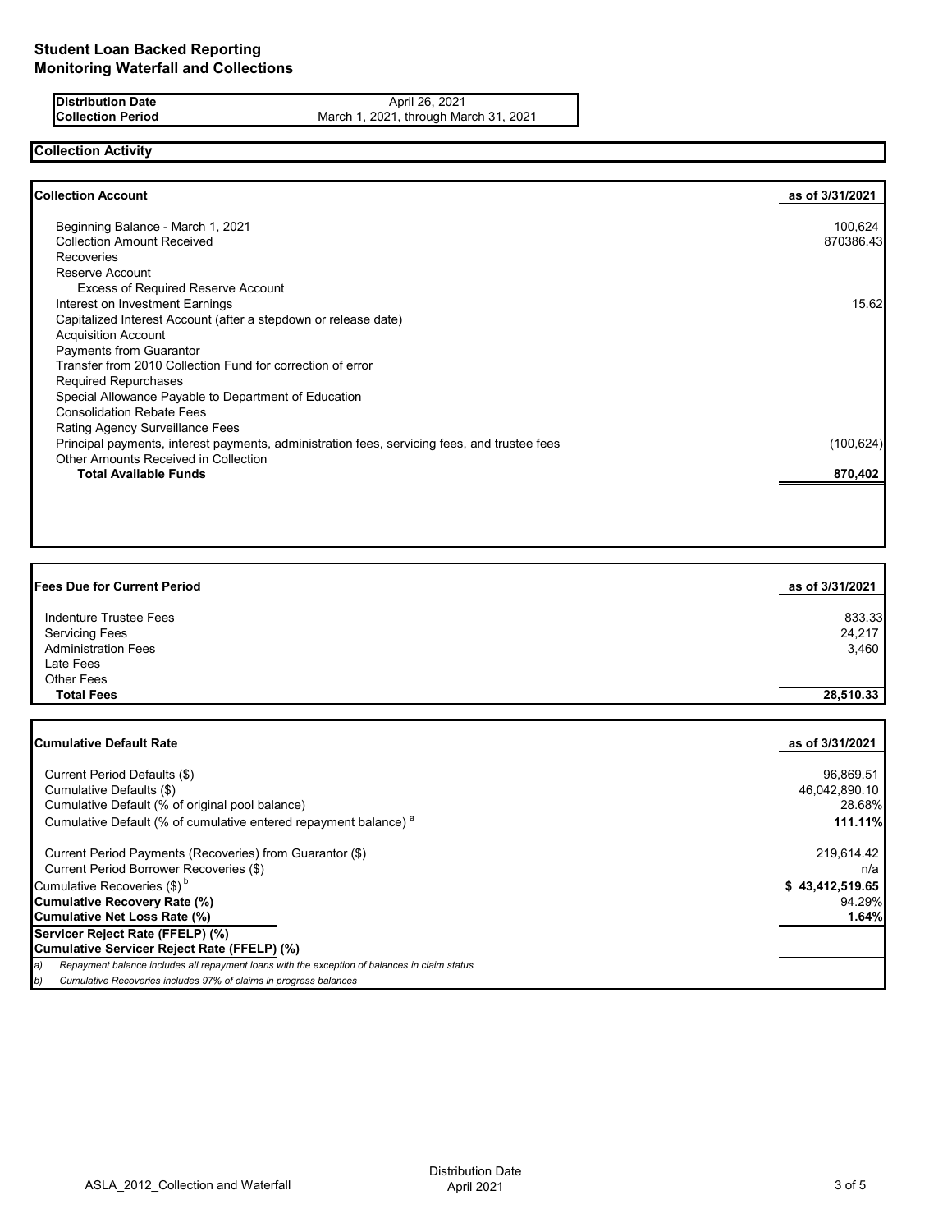# Student Loan Backed Reporting
## Monitoring Waterfall and Collections

| | |
|---|---|
| **Distribution Date** | April 26, 2021 |
| **Collection Period** | March 1, 2021, through March 31, 2021 |

### Collection Activity

| **Collection Account** | **as of 3/31/2021** |
|---|---|
| Beginning Balance - March 1, 2021 | 100,624 |
| Collection Amount Received | 870386.43 |
| Recoveries | |
| Reserve Account | |
| Excess of Required Reserve Account | |
| Interest on Investment Earnings | 15.62 |
| Capitalized Interest Account (after a stepdown or release date) | |
| Acquisition Account | |
| Payments from Guarantor | |
| Transfer from 2010 Collection Fund for correction of error | |
| Required Repurchases | |
| Special Allowance Payable to Department of Education | |
| Consolidation Rebate Fees | |
| Rating Agency Surveillance Fees | |
| Principal payments, interest payments, administration fees, servicing fees, and trustee fees | (100,624) |
| Other Amounts Received in Collection | |
| **Total Available Funds** | **870,402** |

| **Fees Due for Current Period** | **as of 3/31/2021** |
|---|---|
| Indenture Trustee Fees | 833.33 |
| Servicing Fees | 24,217 |
| Administration Fees | 3,460 |
| Late Fees | |
| Other Fees | |
| **Total Fees** | **28,510.33** |

| **Cumulative Default Rate** | **as of 3/31/2021** |
|---|---|
| Current Period Defaults ($) | 96,869.51 |
| Cumulative Defaults ($) | 46,042,890.10 |
| Cumulative Default (% of original pool balance) | 28.68% |
| Cumulative Default (% of cumulative entered repayment balance) [a] | **111.11%** |
| Current Period Payments (Recoveries) from Guarantor ($) | 219,614.42 |
| Current Period Borrower Recoveries ($) | n/a |
| Cumulative Recoveries ($) [b] | **$ 43,412,519.65** |
| **Cumulative Recovery Rate (%)** | 94.29% |
| **Cumulative Net Loss Rate (%)** | **1.64%** |
| **Servicer Reject Rate (FFELP) (%)** | |
| **Cumulative Servicer Reject Rate (FFELP) (%)** | |

*a) Repayment balance includes all repayment loans with the exception of balances in claim status*

*b) Cumulative Recoveries includes 97% of claims in progress balances*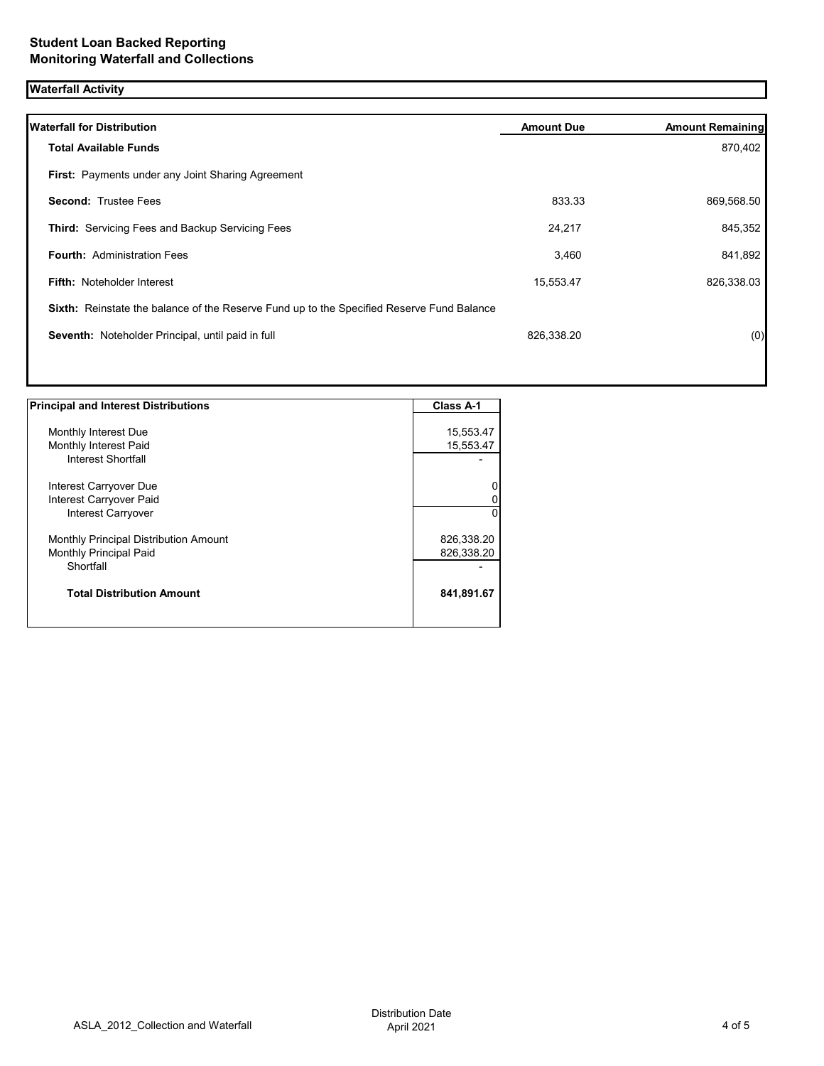# Student Loan Backed Reporting
## Monitoring Waterfall and Collections

### Waterfall Activity

| Waterfall for Distribution | Amount Due | Amount Remaining |
|---|---|---|
| **Total Available Funds** | | 870,402 |
| **First:** Payments under any Joint Sharing Agreement | | |
| **Second:** Trustee Fees | 833.33 | 869,568.50 |
| **Third:** Servicing Fees and Backup Servicing Fees | 24,217 | 845,352 |
| **Fourth:** Administration Fees | 3,460 | 841,892 |
| **Fifth:** Noteholder Interest | 15,553.47 | 826,338.03 |
| **Sixth:** Reinstate the balance of the Reserve Fund up to the Specified Reserve Fund Balance | | |
| **Seventh:** Noteholder Principal, until paid in full | 826,338.20 | (0) |

| Principal and Interest Distributions | Class A-1 |
|---|---|
| Monthly Interest Due | 15,553.47 |
| Monthly Interest Paid | 15,553.47 |
| Interest Shortfall | - |
| Interest Carryover Due | 0 |
| Interest Carryover Paid | 0 |
| Interest Carryover | 0 |
| Monthly Principal Distribution Amount | 826,338.20 |
| Monthly Principal Paid | 826,338.20 |
| Shortfall | - |
| **Total Distribution Amount** | **841,891.67** |

ASLA_2012_Collection and Waterfall

Distribution Date April 2021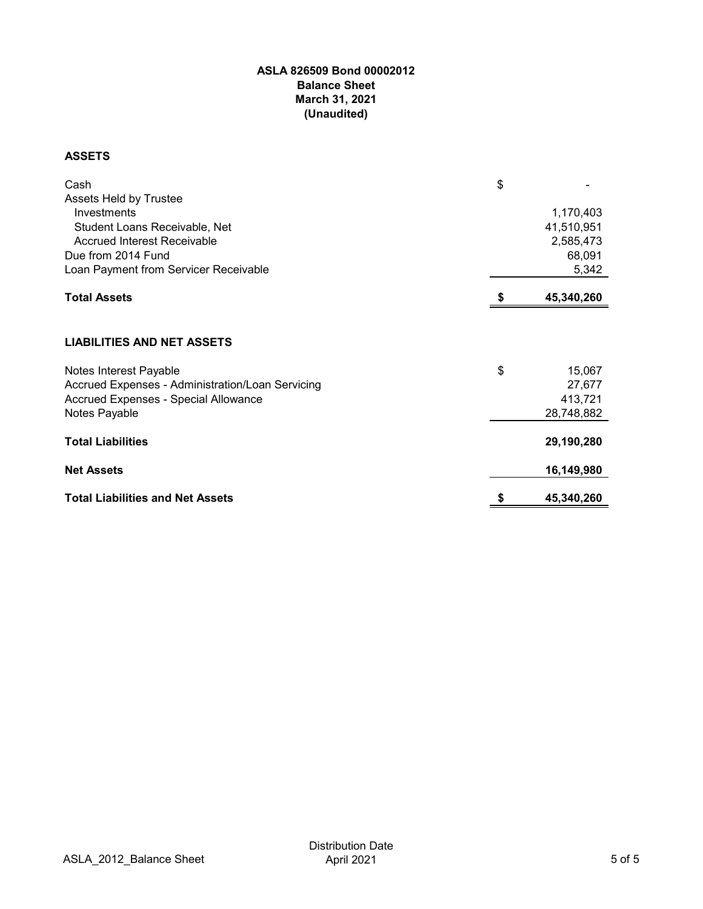**ASLA 826509 Bond 00002012**
**Balance Sheet**
**March 31, 2021**
**(Unaudited)**

**ASSETS**

| | |
|---|---|
| Cash | $ - |
| Assets Held by Trustee | |
| Investments | 1,170,403 |
| Student Loans Receivable, Net | 41,510,951 |
| Accrued Interest Receivable | 2,585,473 |
| Due from 2014 Fund | 68,091 |
| Loan Payment from Servicer Receivable | 5,342 |
| **Total Assets** | **$ 45,340,260** |

**LIABILITIES AND NET ASSETS**

| | |
|---|---|
| Notes Interest Payable | $ 15,067 |
| Accrued Expenses - Administration/Loan Servicing | 27,677 |
| Accrued Expenses - Special Allowance | 413,721 |
| Notes Payable | 28,748,882 |
| **Total Liabilities** | **29,190,280** |
| **Net Assets** | **16,149,980** |
| **Total Liabilities and Net Assets** | **$ 45,340,260** |

ASLA_2012_Balance Sheet

Distribution Date
April 2021